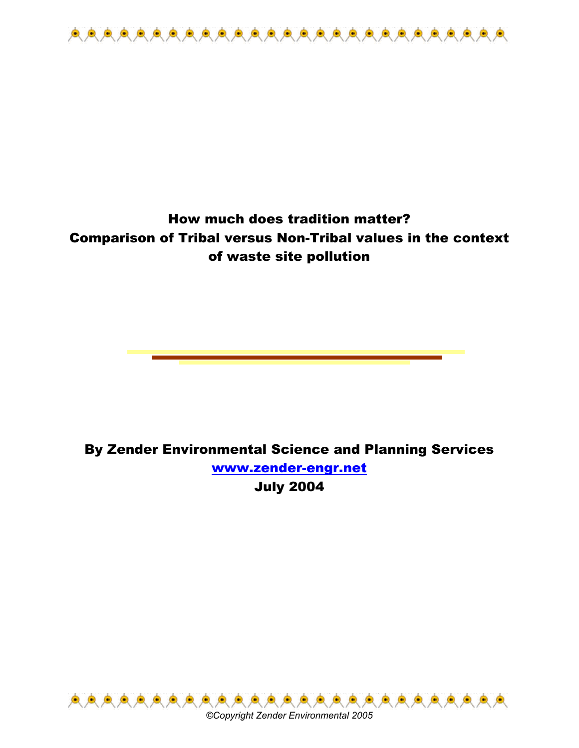# How much does tradition matter?
# Comparison of Tribal versus Non-Tribal values in the context of waste site pollution

**By Zender Environmental Science and Planning Services**

**www.zender-engr.net**

**July 2004**

*©Copyright Zender Environmental 2005*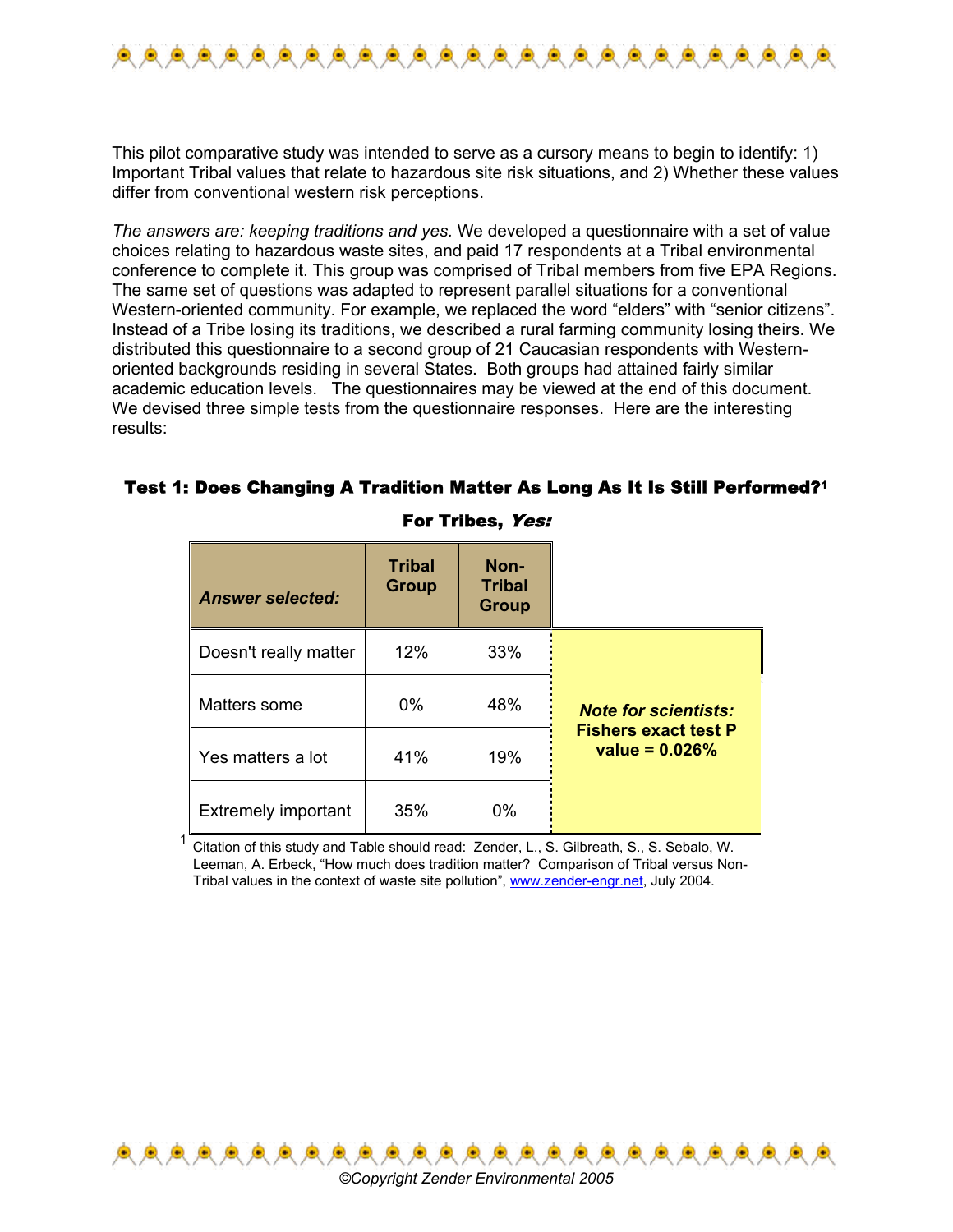This pilot comparative study was intended to serve as a cursory means to begin to identify: 1) Important Tribal values that relate to hazardous site risk situations, and 2) Whether these values differ from conventional western risk perceptions.

*The answers are: keeping traditions and yes.* We developed a questionnaire with a set of value choices relating to hazardous waste sites, and paid 17 respondents at a Tribal environmental conference to complete it. This group was comprised of Tribal members from five EPA Regions. The same set of questions was adapted to represent parallel situations for a conventional Western-oriented community. For example, we replaced the word "elders" with "senior citizens". Instead of a Tribe losing its traditions, we described a rural farming community losing theirs. We distributed this questionnaire to a second group of 21 Caucasian respondents with Western-oriented backgrounds residing in several States. Both groups had attained fairly similar academic education levels. The questionnaires may be viewed at the end of this document. We devised three simple tests from the questionnaire responses. Here are the interesting results:

## Test 1: Does Changing A Tradition Matter As Long As It Is Still Performed?[1]

**For Tribes, *Yes:***

| *Answer selected:* | Tribal Group | Non-Tribal Group |
|---|---|---|
| Doesn't really matter | 12% | 33% |
| Matters some | 0% | 48% |
| Yes matters a lot | 41% | 19% |
| Extremely important | 35% | 0% |

***Note for scientists:*** **Fishers exact test P value = 0.026%**

[1] Citation of this study and Table should read: Zender, L., S. Gilbreath, S., S. Sebalo, W. Leeman, A. Erbeck, "How much does tradition matter? Comparison of Tribal versus Non-Tribal values in the context of waste site pollution", www.zender-engr.net, July 2004.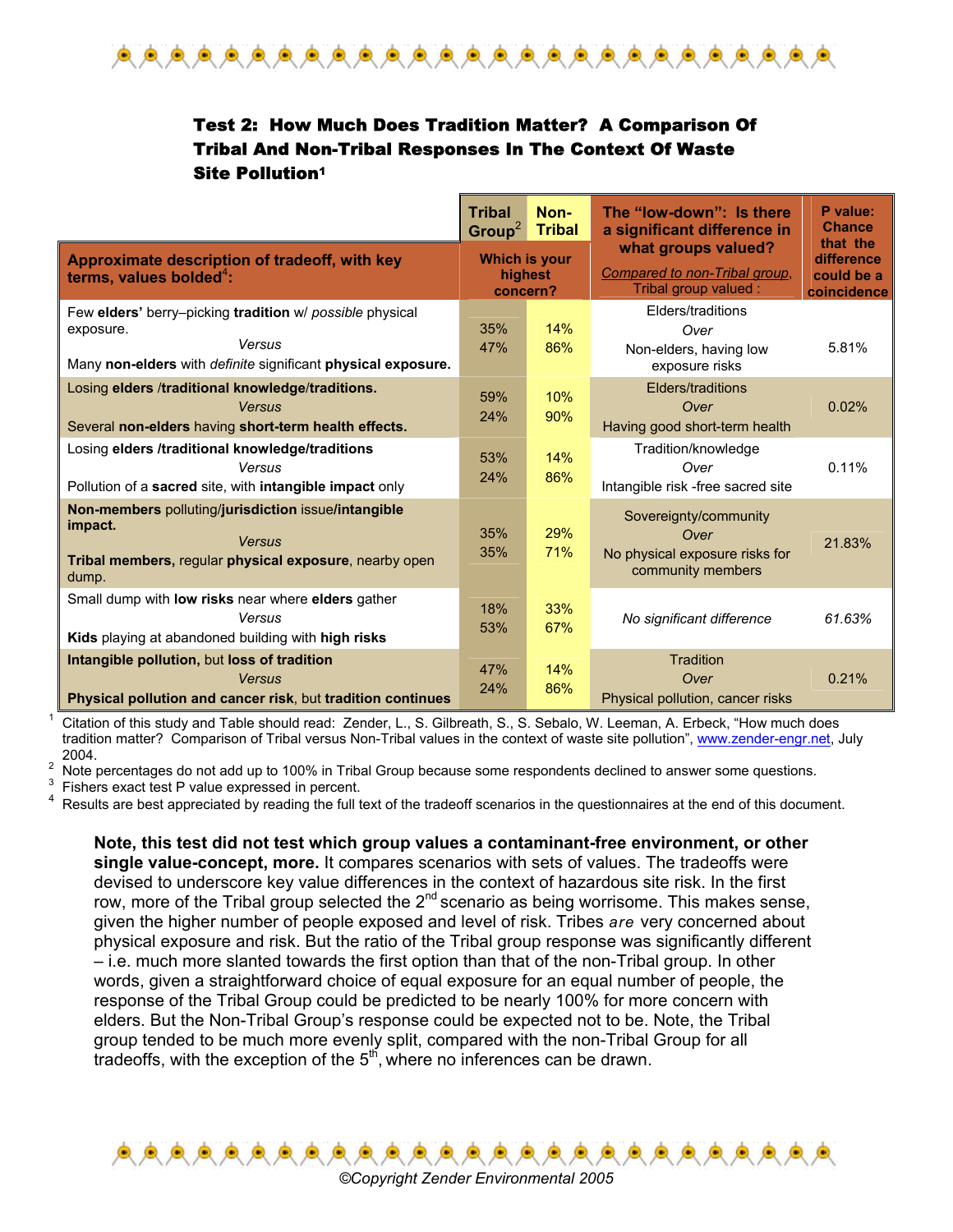### Test 2: How Much Does Tradition Matter? A Comparison Of Tribal And Non-Tribal Responses In The Context Of Waste Site Pollution[1]

| Approximate description of tradeoff, with key terms, values bolded[4]: | Tribal Group[2] | Non-Tribal | The "low-down": Is there a significant difference in what groups valued? *Compared to non-Tribal group*, Tribal group valued : | P value: Chance that the difference could be a coincidence |
|---|---|---|---|---|
| | Which is your highest concern? | | | |
| Few **elders'** berry–picking **tradition** w/ *possible* physical exposure. *Versus* Many **non-elders** with *definite* significant **physical exposure.** | 35% 47% | 14% 86% | Elders/traditions *Over* Non-elders, having low exposure risks | 5.81% |
| Losing **elders /traditional knowledge/traditions.** *Versus* Several **non-elders** having **short-term health effects.** | 59% 24% | 10% 90% | Elders/traditions *Over* Having good short-term health | 0.02% |
| Losing **elders /traditional knowledge/traditions** *Versus* Pollution of a **sacred** site, with **intangible impact** only | 53% 24% | 14% 86% | Tradition/knowledge *Over* Intangible risk -free sacred site | 0.11% |
| **Non-members** polluting/**jurisdiction** issue/**intangible impact.** *Versus* **Tribal members,** regular **physical exposure**, nearby open dump. | 35% 35% | 29% 71% | Sovereignty/community *Over* No physical exposure risks for community members | 21.83% |
| Small dump with **low risks** near where **elders** gather *Versus* **Kids** playing at abandoned building with **high risks** | 18% 53% | 33% 67% | *No significant difference* | *61.63%* |
| **Intangible pollution,** but **loss of tradition** *Versus* **Physical pollution and cancer risk**, but **tradition continues** | 47% 24% | 14% 86% | Tradition *Over* Physical pollution, cancer risks | 0.21% |

[1] Citation of this study and Table should read: Zender, L., S. Gilbreath, S., S. Sebalo, W. Leeman, A. Erbeck, "How much does tradition matter? Comparison of Tribal versus Non-Tribal values in the context of waste site pollution", www.zender-engr.net, July 2004.
[2] Note percentages do not add up to 100% in Tribal Group because some respondents declined to answer some questions.
[3] Fishers exact test P value expressed in percent.
[4] Results are best appreciated by reading the full text of the tradeoff scenarios in the questionnaires at the end of this document.

**Note, this test did not test which group values a contaminant-free environment, or other single value-concept, more.** It compares scenarios with sets of values. The tradeoffs were devised to underscore key value differences in the context of hazardous site risk. In the first row, more of the Tribal group selected the 2nd scenario as being worrisome. This makes sense, given the higher number of people exposed and level of risk. Tribes *are* very concerned about physical exposure and risk. But the ratio of the Tribal group response was significantly different – i.e. much more slanted towards the first option than that of the non-Tribal group. In other words, given a straightforward choice of equal exposure for an equal number of people, the response of the Tribal Group could be predicted to be nearly 100% for more concern with elders. But the Non-Tribal Group's response could be expected not to be. Note, the Tribal group tended to be much more evenly split, compared with the non-Tribal Group for all tradeoffs, with the exception of the 5th, where no inferences can be drawn.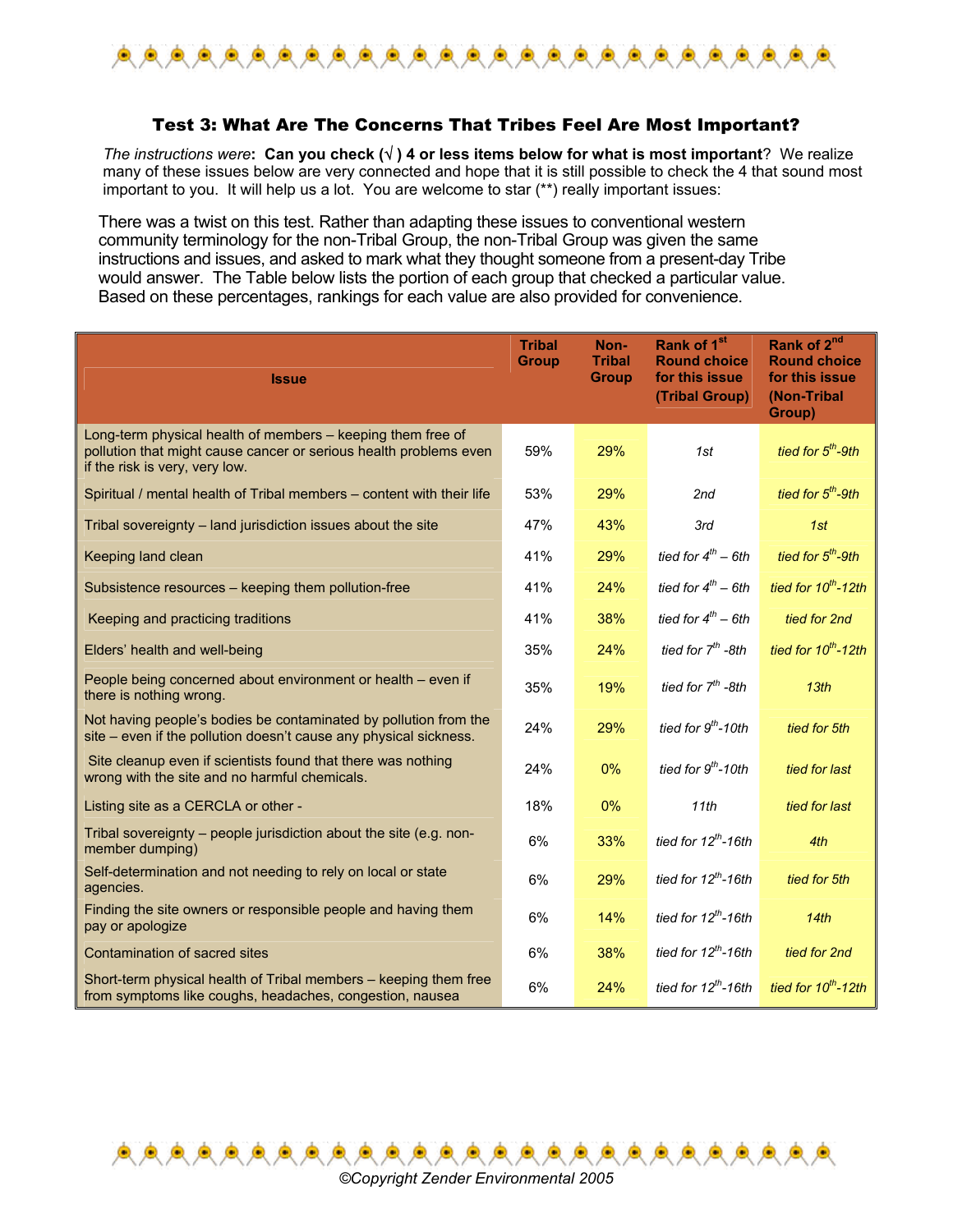### Test 3: What Are The Concerns That Tribes Feel Are Most Important?

*The instructions were*: **Can you check (√ ) 4 or less items below for what is most important**? We realize many of these issues below are very connected and hope that it is still possible to check the 4 that sound most important to you. It will help us a lot. You are welcome to star (**) really important issues:

There was a twist on this test. Rather than adapting these issues to conventional western community terminology for the non-Tribal Group, the non-Tribal Group was given the same instructions and issues, and asked to mark what they thought someone from a present-day Tribe would answer. The Table below lists the portion of each group that checked a particular value. Based on these percentages, rankings for each value are also provided for convenience.

| Issue | Tribal Group | Non-Tribal Group | Rank of 1st Round choice for this issue (Tribal Group) | Rank of 2nd Round choice for this issue (Non-Tribal Group) |
|---|---|---|---|---|
| Long-term physical health of members – keeping them free of pollution that might cause cancer or serious health problems even if the risk is very, very low. | 59% | 29% | *1st* | *tied for 5th-9th* |
| Spiritual / mental health of Tribal members – content with their life | 53% | 29% | *2nd* | *tied for 5th-9th* |
| Tribal sovereignty – land jurisdiction issues about the site | 47% | 43% | *3rd* | *1st* |
| Keeping land clean | 41% | 29% | *tied for 4th – 6th* | *tied for 5th-9th* |
| Subsistence resources – keeping them pollution-free | 41% | 24% | *tied for 4th – 6th* | *tied for 10th-12th* |
| Keeping and practicing traditions | 41% | 38% | *tied for 4th – 6th* | *tied for 2nd* |
| Elders' health and well-being | 35% | 24% | *tied for 7th -8th* | *tied for 10th-12th* |
| People being concerned about environment or health – even if there is nothing wrong. | 35% | 19% | *tied for 7th -8th* | *13th* |
| Not having people's bodies be contaminated by pollution from the site – even if the pollution doesn't cause any physical sickness. | 24% | 29% | *tied for 9th-10th* | *tied for 5th* |
| Site cleanup even if scientists found that there was nothing wrong with the site and no harmful chemicals. | 24% | 0% | *tied for 9th-10th* | *tied for last* |
| Listing site as a CERCLA or other - | 18% | 0% | *11th* | *tied for last* |
| Tribal sovereignty – people jurisdiction about the site (e.g. non-member dumping) | 6% | 33% | *tied for 12th-16th* | *4th* |
| Self-determination and not needing to rely on local or state agencies. | 6% | 29% | *tied for 12th-16th* | *tied for 5th* |
| Finding the site owners or responsible people and having them pay or apologize | 6% | 14% | *tied for 12th-16th* | *14th* |
| Contamination of sacred sites | 6% | 38% | *tied for 12th-16th* | *tied for 2nd* |
| Short-term physical health of Tribal members – keeping them free from symptoms like coughs, headaches, congestion, nausea | 6% | 24% | *tied for 12th-16th* | *tied for 10th-12th* |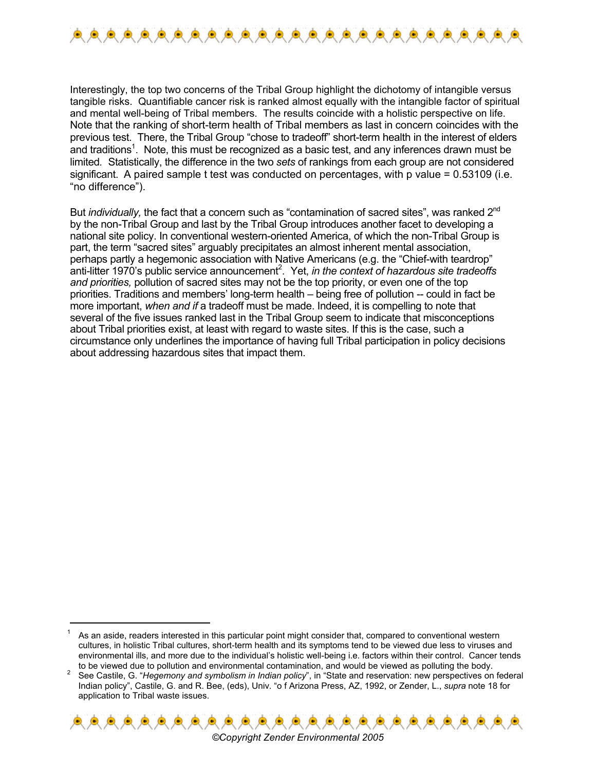Interestingly, the top two concerns of the Tribal Group highlight the dichotomy of intangible versus tangible risks. Quantifiable cancer risk is ranked almost equally with the intangible factor of spiritual and mental well-being of Tribal members. The results coincide with a holistic perspective on life. Note that the ranking of short-term health of Tribal members as last in concern coincides with the previous test. There, the Tribal Group "chose to tradeoff" short-term health in the interest of elders and traditions[1]. Note, this must be recognized as a basic test, and any inferences drawn must be limited. Statistically, the difference in the two *sets* of rankings from each group are not considered significant. A paired sample t test was conducted on percentages, with p value = 0.53109 (i.e. "no difference").

But *individually,* the fact that a concern such as "contamination of sacred sites", was ranked 2nd by the non-Tribal Group and last by the Tribal Group introduces another facet to developing a national site policy. In conventional western-oriented America, of which the non-Tribal Group is part, the term "sacred sites" arguably precipitates an almost inherent mental association, perhaps partly a hegemonic association with Native Americans (e.g. the "Chief-with teardrop" anti-litter 1970's public service announcement[2]. Yet, *in the context of hazardous site tradeoffs and priorities,* pollution of sacred sites may not be the top priority, or even one of the top priorities. Traditions and members' long-term health – being free of pollution -- could in fact be more important, *when and if* a tradeoff must be made. Indeed, it is compelling to note that several of the five issues ranked last in the Tribal Group seem to indicate that misconceptions about Tribal priorities exist, at least with regard to waste sites. If this is the case, such a circumstance only underlines the importance of having full Tribal participation in policy decisions about addressing hazardous sites that impact them.

---

[1] As an aside, readers interested in this particular point might consider that, compared to conventional western cultures, in holistic Tribal cultures, short-term health and its symptoms tend to be viewed due less to viruses and environmental ills, and more due to the individual's holistic well-being i.e. factors within their control. Cancer tends to be viewed due to pollution and environmental contamination, and would be viewed as polluting the body.

[2] See Castile, G. "*Hegemony and symbolism in Indian policy*", in "State and reservation: new perspectives on federal Indian policy", Castile, G. and R. Bee, (eds), Univ. "o f Arizona Press, AZ, 1992, or Zender, L., *supra* note 18 for application to Tribal waste issues.

©Copyright Zender Environmental 2005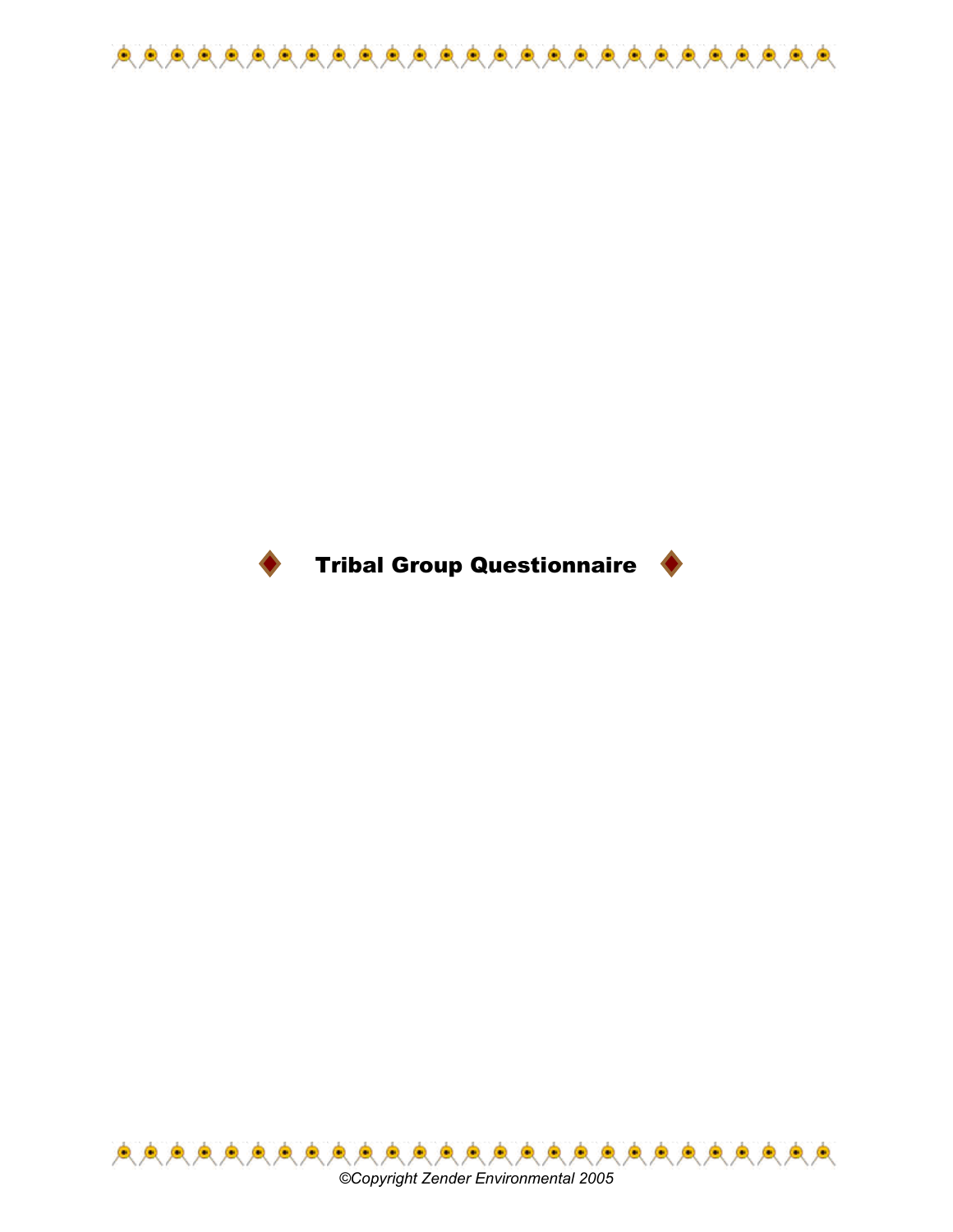# ◆ Tribal Group Questionnaire ◆

*©Copyright Zender Environmental 2005*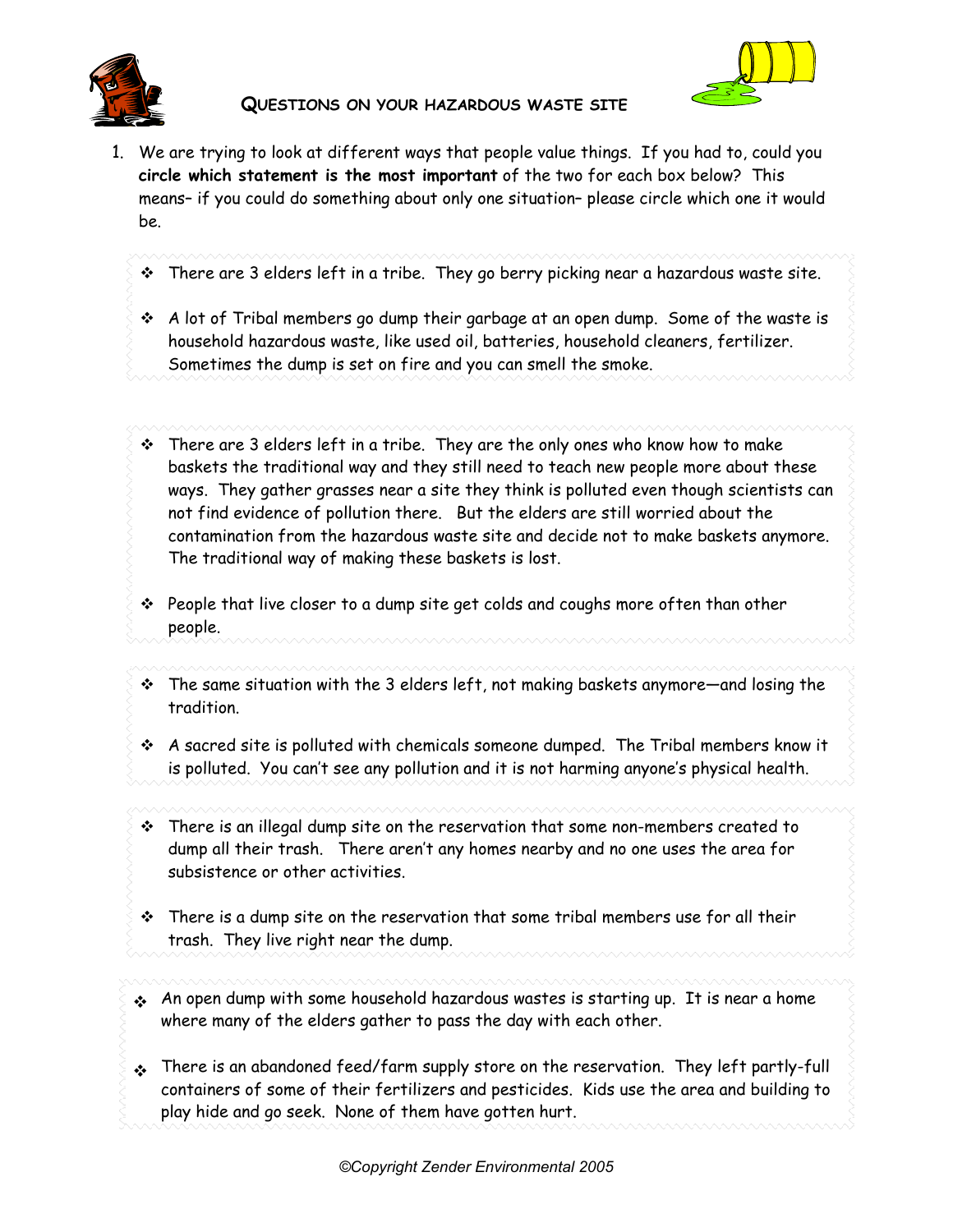## Questions on your hazardous waste site

1. We are trying to look at different ways that people value things. If you had to, could you **circle which statement is the most important** of the two for each box below? This means– if you could do something about only one situation– please circle which one it would be.

- There are 3 elders left in a tribe. They go berry picking near a hazardous waste site.
- A lot of Tribal members go dump their garbage at an open dump. Some of the waste is household hazardous waste, like used oil, batteries, household cleaners, fertilizer. Sometimes the dump is set on fire and you can smell the smoke.

---

- There are 3 elders left in a tribe. They are the only ones who know how to make baskets the traditional way and they still need to teach new people more about these ways. They gather grasses near a site they think is polluted even though scientists can not find evidence of pollution there. But the elders are still worried about the contamination from the hazardous waste site and decide not to make baskets anymore. The traditional way of making these baskets is lost.
- People that live closer to a dump site get colds and coughs more often than other people.

---

- The same situation with the 3 elders left, not making baskets anymore—and losing the tradition.
- A sacred site is polluted with chemicals someone dumped. The Tribal members know it is polluted. You can't see any pollution and it is not harming anyone's physical health.

---

- There is an illegal dump site on the reservation that some non-members created to dump all their trash. There aren't any homes nearby and no one uses the area for subsistence or other activities.
- There is a dump site on the reservation that some tribal members use for all their trash. They live right near the dump.

---

- An open dump with some household hazardous wastes is starting up. It is near a home where many of the elders gather to pass the day with each other.
- There is an abandoned feed/farm supply store on the reservation. They left partly-full containers of some of their fertilizers and pesticides. Kids use the area and building to play hide and go seek. None of them have gotten hurt.

*©Copyright Zender Environmental 2005*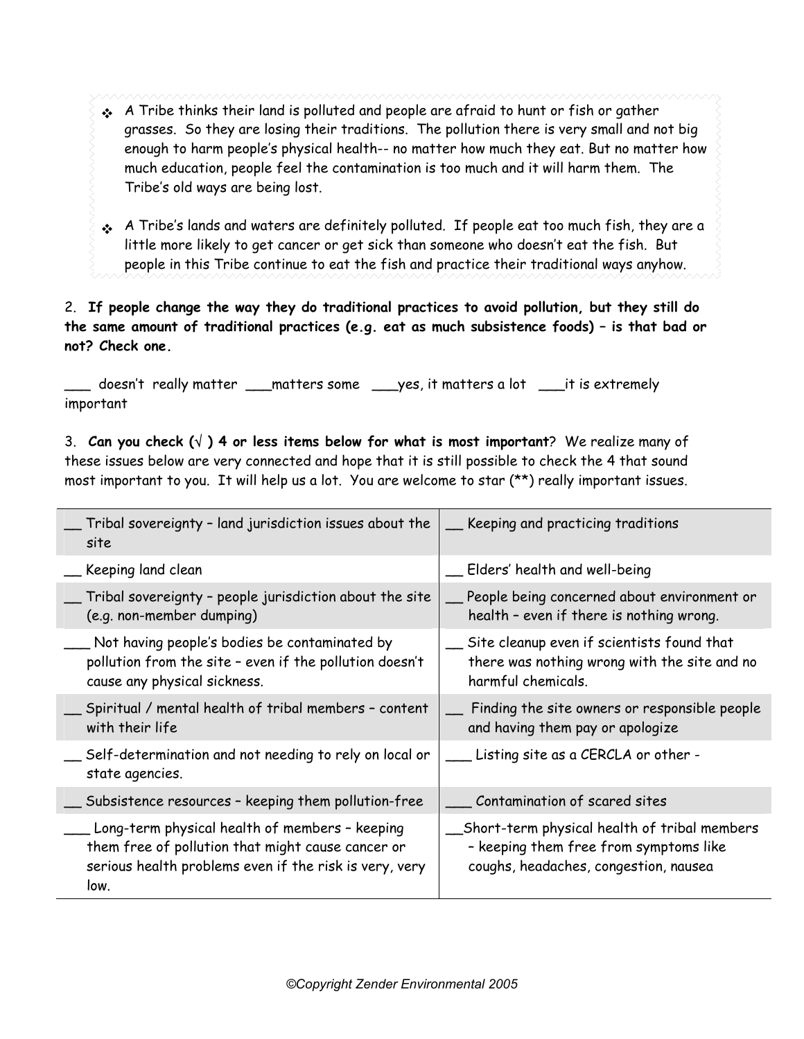- ❖ A Tribe thinks their land is polluted and people are afraid to hunt or fish or gather grasses. So they are losing their traditions. The pollution there is very small and not big enough to harm people's physical health-- no matter how much they eat. But no matter how much education, people feel the contamination is too much and it will harm them. The Tribe's old ways are being lost.

- ❖ A Tribe's lands and waters are definitely polluted. If people eat too much fish, they are a little more likely to get cancer or get sick than someone who doesn't eat the fish. But people in this Tribe continue to eat the fish and practice their traditional ways anyhow.

2. **If people change the way they do traditional practices to avoid pollution, but they still do the same amount of traditional practices (e.g. eat as much subsistence foods) – is that bad or not? Check one.**

___ doesn't really matter ___matters some ___yes, it matters a lot ___it is extremely important

3. **Can you check (√ ) 4 or less items below for what is most important**? We realize many of these issues below are very connected and hope that it is still possible to check the 4 that sound most important to you. It will help us a lot. You are welcome to star (**) really important issues.

| | |
|---|---|
| __ Tribal sovereignty – land jurisdiction issues about the site | __ Keeping and practicing traditions |
| __ Keeping land clean | __ Elders' health and well-being |
| __ Tribal sovereignty – people jurisdiction about the site (e.g. non-member dumping) | __ People being concerned about environment or health – even if there is nothing wrong. |
| ___ Not having people's bodies be contaminated by pollution from the site – even if the pollution doesn't cause any physical sickness. | __ Site cleanup even if scientists found that there was nothing wrong with the site and no harmful chemicals. |
| __ Spiritual / mental health of tribal members – content with their life | __ Finding the site owners or responsible people and having them pay or apologize |
| __ Self-determination and not needing to rely on local or state agencies. | ___ Listing site as a CERCLA or other - |
| __ Subsistence resources – keeping them pollution-free | ___ Contamination of scared sites |
| ___ Long-term physical health of members – keeping them free of pollution that might cause cancer or serious health problems even if the risk is very, very low. | __Short-term physical health of tribal members – keeping them free from symptoms like coughs, headaches, congestion, nausea |

©Copyright Zender Environmental 2005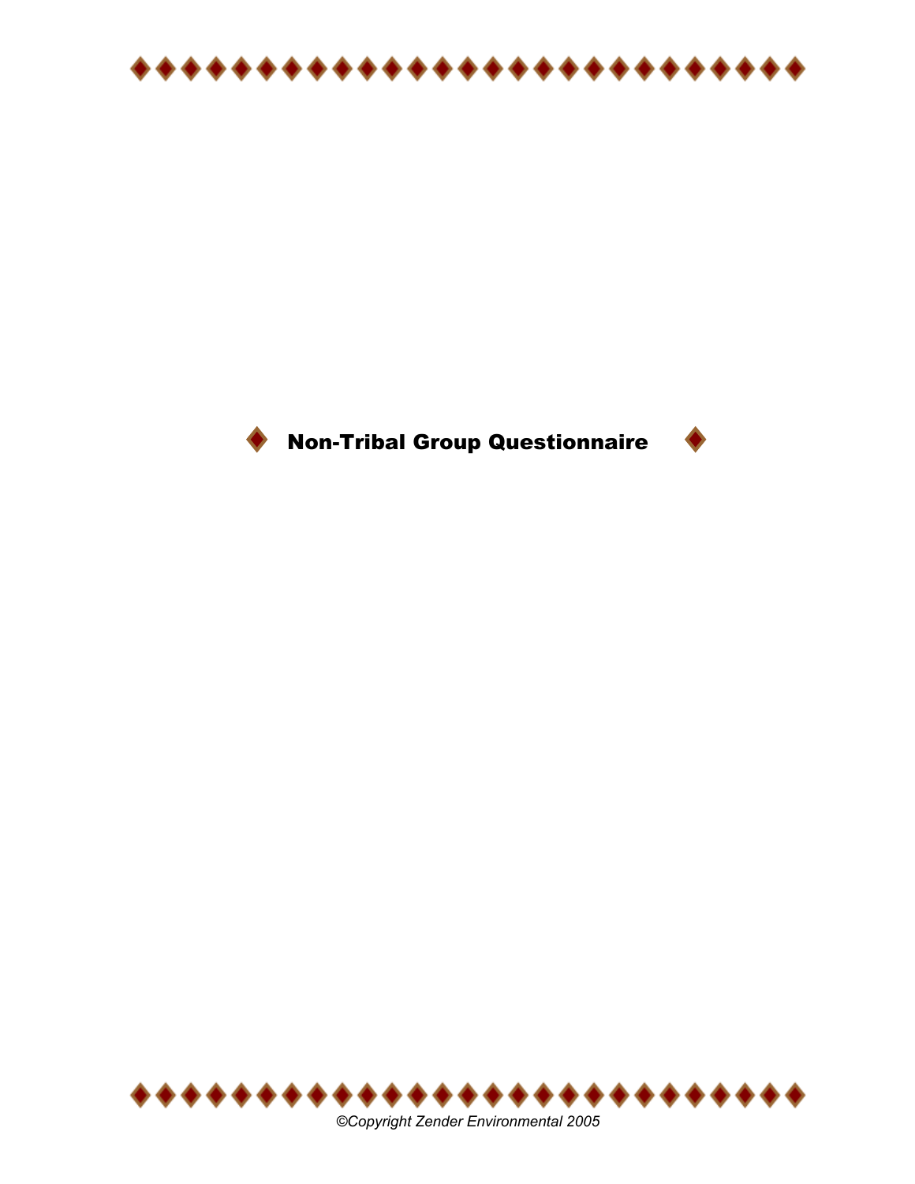# Non-Tribal Group Questionnaire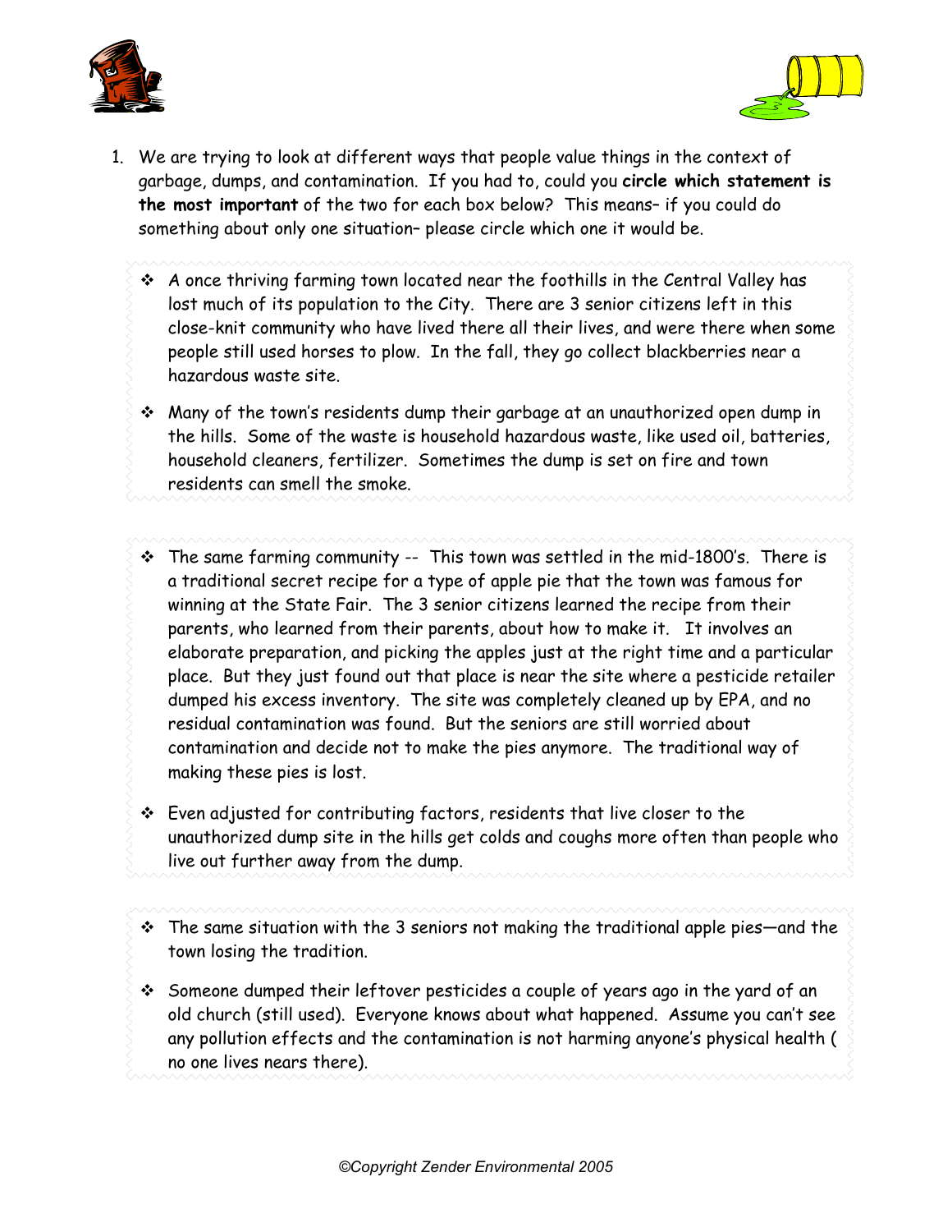1. We are trying to look at different ways that people value things in the context of garbage, dumps, and contamination. If you had to, could you **circle which statement is the most important** of the two for each box below? This means– if you could do something about only one situation– please circle which one it would be.

- ❖ A once thriving farming town located near the foothills in the Central Valley has lost much of its population to the City. There are 3 senior citizens left in this close-knit community who have lived there all their lives, and were there when some people still used horses to plow. In the fall, they go collect blackberries near a hazardous waste site.

- ❖ Many of the town's residents dump their garbage at an unauthorized open dump in the hills. Some of the waste is household hazardous waste, like used oil, batteries, household cleaners, fertilizer. Sometimes the dump is set on fire and town residents can smell the smoke.

---

- ❖ The same farming community -- This town was settled in the mid-1800's. There is a traditional secret recipe for a type of apple pie that the town was famous for winning at the State Fair. The 3 senior citizens learned the recipe from their parents, who learned from their parents, about how to make it. It involves an elaborate preparation, and picking the apples just at the right time and a particular place. But they just found out that place is near the site where a pesticide retailer dumped his excess inventory. The site was completely cleaned up by EPA, and no residual contamination was found. But the seniors are still worried about contamination and decide not to make the pies anymore. The traditional way of making these pies is lost.

- ❖ Even adjusted for contributing factors, residents that live closer to the unauthorized dump site in the hills get colds and coughs more often than people who live out further away from the dump.

---

- ❖ The same situation with the 3 seniors not making the traditional apple pies—and the town losing the tradition.

- ❖ Someone dumped their leftover pesticides a couple of years ago in the yard of an old church (still used). Everyone knows about what happened. Assume you can't see any pollution effects and the contamination is not harming anyone's physical health ( no one lives nears there).

*©Copyright Zender Environmental 2005*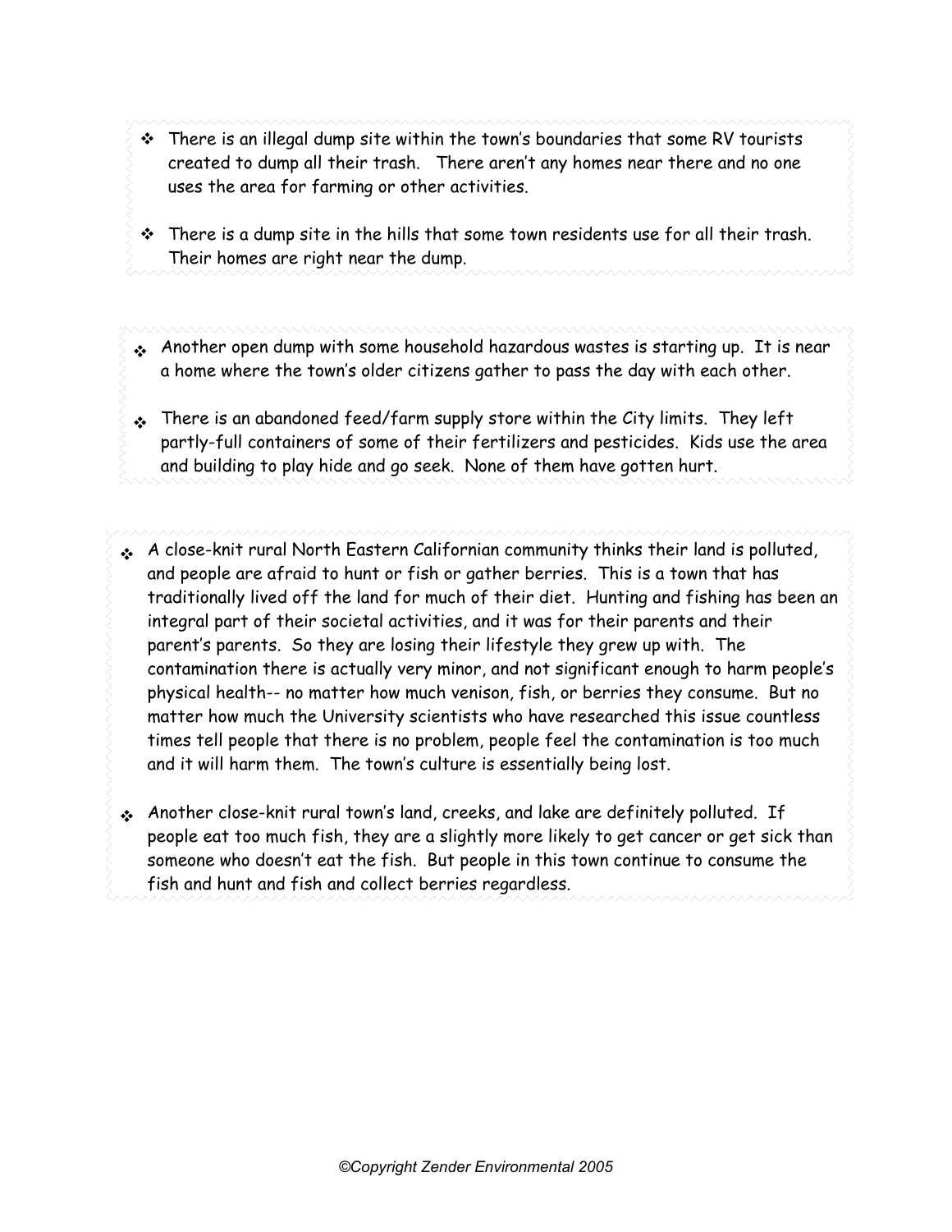- There is an illegal dump site within the town's boundaries that some RV tourists created to dump all their trash. There aren't any homes near there and no one uses the area for farming or other activities.

- There is a dump site in the hills that some town residents use for all their trash. Their homes are right near the dump.

---

- Another open dump with some household hazardous wastes is starting up. It is near a home where the town's older citizens gather to pass the day with each other.

- There is an abandoned feed/farm supply store within the City limits. They left partly-full containers of some of their fertilizers and pesticides. Kids use the area and building to play hide and go seek. None of them have gotten hurt.

---

- A close-knit rural North Eastern Californian community thinks their land is polluted, and people are afraid to hunt or fish or gather berries. This is a town that has traditionally lived off the land for much of their diet. Hunting and fishing has been an integral part of their societal activities, and it was for their parents and their parent's parents. So they are losing their lifestyle they grew up with. The contamination there is actually very minor, and not significant enough to harm people's physical health-- no matter how much venison, fish, or berries they consume. But no matter how much the University scientists who have researched this issue countless times tell people that there is no problem, people feel the contamination is too much and it will harm them. The town's culture is essentially being lost.

- Another close-knit rural town's land, creeks, and lake are definitely polluted. If people eat too much fish, they are a slightly more likely to get cancer or get sick than someone who doesn't eat the fish. But people in this town continue to consume the fish and hunt and fish and collect berries regardless.

*©Copyright Zender Environmental 2005*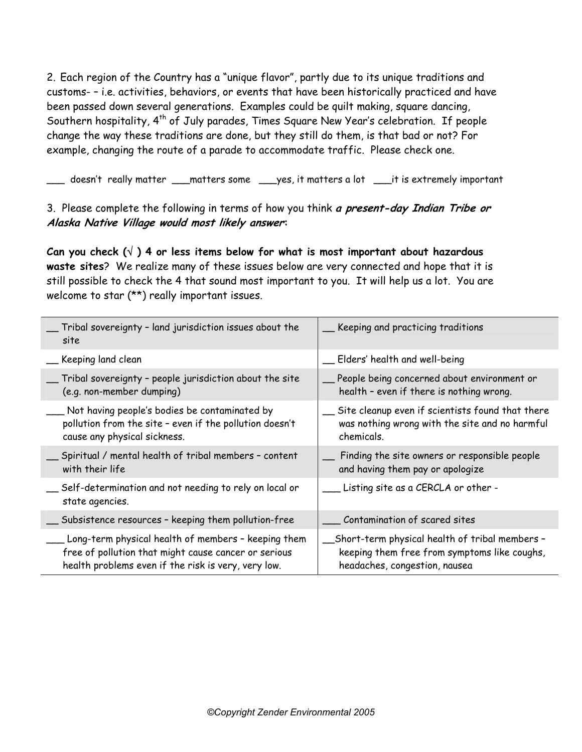2. Each region of the Country has a "unique flavor", partly due to its unique traditions and customs- – i.e. activities, behaviors, or events that have been historically practiced and have been passed down several generations. Examples could be quilt making, square dancing, Southern hospitality, 4th of July parades, Times Square New Year's celebration. If people change the way these traditions are done, but they still do them, is that bad or not? For example, changing the route of a parade to accommodate traffic. Please check one.

___ doesn't really matter ___matters some ___yes, it matters a lot ___it is extremely important

3. Please complete the following in terms of how you think ***a present-day Indian Tribe or Alaska Native Village would most likely answer*:**

**Can you check (√ ) 4 or less items below for what is most important about hazardous waste sites**? We realize many of these issues below are very connected and hope that it is still possible to check the 4 that sound most important to you. It will help us a lot. You are welcome to star (**) really important issues.

| | |
|---|---|
| __ Tribal sovereignty – land jurisdiction issues about the site | __ Keeping and practicing traditions |
| __ Keeping land clean | __ Elders' health and well-being |
| __ Tribal sovereignty – people jurisdiction about the site (e.g. non-member dumping) | __ People being concerned about environment or health – even if there is nothing wrong. |
| ___ Not having people's bodies be contaminated by pollution from the site – even if the pollution doesn't cause any physical sickness. | __ Site cleanup even if scientists found that there was nothing wrong with the site and no harmful chemicals. |
| __ Spiritual / mental health of tribal members – content with their life | __ Finding the site owners or responsible people and having them pay or apologize |
| __ Self-determination and not needing to rely on local or state agencies. | ___ Listing site as a CERCLA or other - |
| __ Subsistence resources – keeping them pollution-free | ___ Contamination of scared sites |
| ___ Long-term physical health of members – keeping them free of pollution that might cause cancer or serious health problems even if the risk is very, very low. | __Short-term physical health of tribal members – keeping them free from symptoms like coughs, headaches, congestion, nausea |

©Copyright Zender Environmental 2005